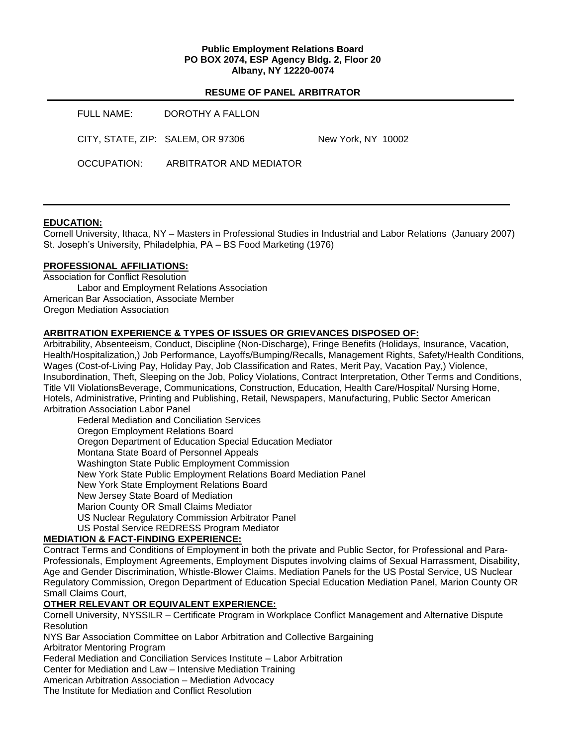**Public Employment Relations Board**
**PO BOX 2074, ESP Agency Bldg. 2, Floor 20**
**Albany, NY 12220-0074**

**RESUME OF PANEL ARBITRATOR**

FULL NAME: DOROTHY A FALLON

CITY, STATE, ZIP: SALEM, OR 97306 New York, NY 10002

OCCUPATION: ARBITRATOR AND MEDIATOR

## EDUCATION:

Cornell University, Ithaca, NY – Masters in Professional Studies in Industrial and Labor Relations (January 2007)
St. Joseph's University, Philadelphia, PA – BS Food Marketing (1976)

## PROFESSIONAL AFFILIATIONS:

Association for Conflict Resolution
Labor and Employment Relations Association
American Bar Association, Associate Member
Oregon Mediation Association

## ARBITRATION EXPERIENCE & TYPES OF ISSUES OR GRIEVANCES DISPOSED OF:

Arbitrability, Absenteeism, Conduct, Discipline (Non-Discharge), Fringe Benefits (Holidays, Insurance, Vacation, Health/Hospitalization,) Job Performance, Layoffs/Bumping/Recalls, Management Rights, Safety/Health Conditions, Wages (Cost-of-Living Pay, Holiday Pay, Job Classification and Rates, Merit Pay, Vacation Pay,) Violence, Insubordination, Theft, Sleeping on the Job, Policy Violations, Contract Interpretation, Other Terms and Conditions, Title VII ViolationsBeverage, Communications, Construction, Education, Health Care/Hospital/ Nursing Home, Hotels, Administrative, Printing and Publishing, Retail, Newspapers, Manufacturing, Public Sector American Arbitration Association Labor Panel

Federal Mediation and Conciliation Services
Oregon Employment Relations Board
Oregon Department of Education Special Education Mediator
Montana State Board of Personnel Appeals
Washington State Public Employment Commission
New York State Public Employment Relations Board Mediation Panel
New York State Employment Relations Board
New Jersey State Board of Mediation
Marion County OR Small Claims Mediator
US Nuclear Regulatory Commission Arbitrator Panel
US Postal Service REDRESS Program Mediator

## MEDIATION & FACT-FINDING EXPERIENCE:

Contract Terms and Conditions of Employment in both the private and Public Sector, for Professional and Para-Professionals, Employment Agreements, Employment Disputes involving claims of Sexual Harrassment, Disability, Age and Gender Discrimination, Whistle-Blower Claims. Mediation Panels for the US Postal Service, US Nuclear Regulatory Commission, Oregon Department of Education Special Education Mediation Panel, Marion County OR Small Claims Court,

## OTHER RELEVANT OR EQUIVALENT EXPERIENCE:

Cornell University, NYSSILR – Certificate Program in Workplace Conflict Management and Alternative Dispute Resolution
NYS Bar Association Committee on Labor Arbitration and Collective Bargaining
Arbitrator Mentoring Program
Federal Mediation and Conciliation Services Institute – Labor Arbitration
Center for Mediation and Law – Intensive Mediation Training
American Arbitration Association – Mediation Advocacy
The Institute for Mediation and Conflict Resolution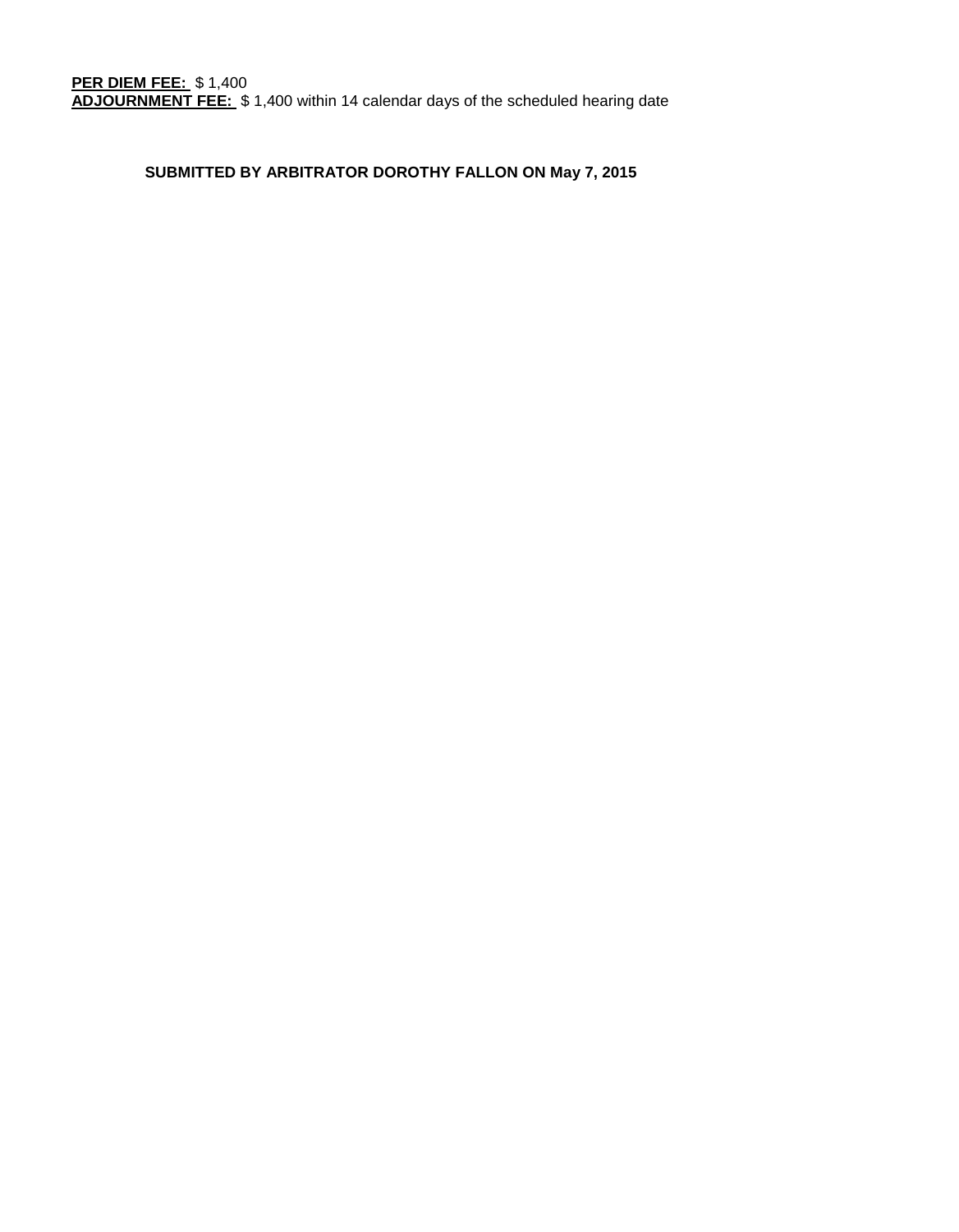**PER DIEM FEE:** $ 1,400
**ADJOURNMENT FEE:** $ 1,400 within 14 calendar days of the scheduled hearing date

**SUBMITTED BY ARBITRATOR DOROTHY FALLON ON May 7, 2015**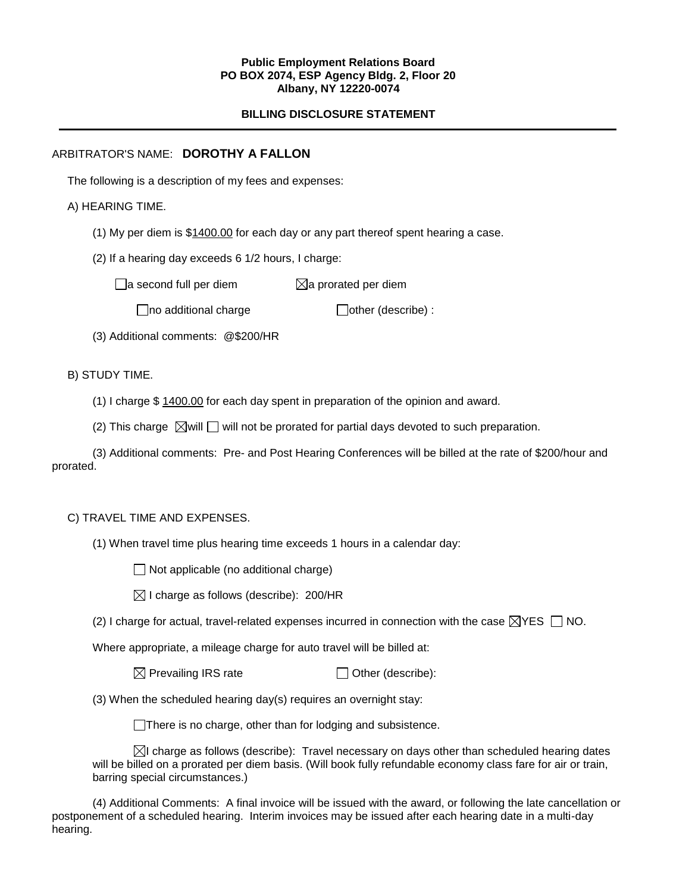**Public Employment Relations Board**
**PO BOX 2074, ESP Agency Bldg. 2, Floor 20**
**Albany, NY 12220-0074**

**BILLING DISCLOSURE STATEMENT**

---

ARBITRATOR'S NAME: **DOROTHY A FALLON**

The following is a description of my fees and expenses:

A) HEARING TIME.

(1) My per diem is $1400.00 for each day or any part thereof spent hearing a case.

(2) If a hearing day exceeds 6 1/2 hours, I charge:

☐ a second full per diem ☒ a prorated per diem

☐ no additional charge ☐ other (describe) :

(3) Additional comments: @$200/HR

B) STUDY TIME.

(1) I charge $ 1400.00 for each day spent in preparation of the opinion and award.

(2) This charge ☒ will ☐ will not be prorated for partial days devoted to such preparation.

(3) Additional comments: Pre- and Post Hearing Conferences will be billed at the rate of $200/hour and prorated.

C) TRAVEL TIME AND EXPENSES.

(1) When travel time plus hearing time exceeds 1 hours in a calendar day:

☐ Not applicable (no additional charge)

☒ I charge as follows (describe): 200/HR

(2) I charge for actual, travel-related expenses incurred in connection with the case ☒ YES ☐ NO.

Where appropriate, a mileage charge for auto travel will be billed at:

☒ Prevailing IRS rate ☐ Other (describe):

(3) When the scheduled hearing day(s) requires an overnight stay:

☐ There is no charge, other than for lodging and subsistence.

☒ I charge as follows (describe): Travel necessary on days other than scheduled hearing dates will be billed on a prorated per diem basis. (Will book fully refundable economy class fare for air or train, barring special circumstances.)

(4) Additional Comments: A final invoice will be issued with the award, or following the late cancellation or postponement of a scheduled hearing. Interim invoices may be issued after each hearing date in a multi-day hearing.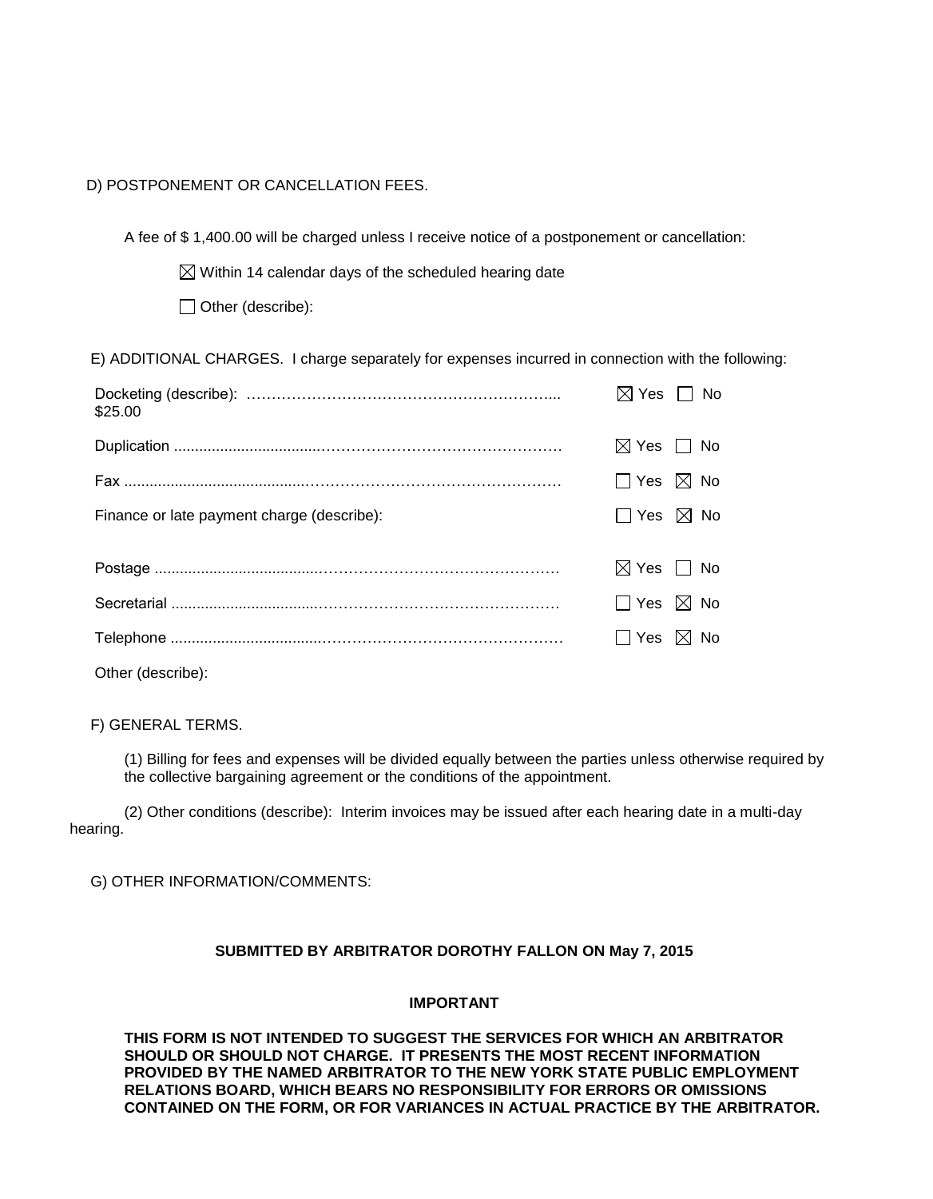D) POSTPONEMENT OR CANCELLATION FEES.

A fee of $ 1,400.00 will be charged unless I receive notice of a postponement or cancellation:

☒ Within 14 calendar days of the scheduled hearing date

☐ Other (describe):

E) ADDITIONAL CHARGES. I charge separately for expenses incurred in connection with the following:

| | |
|---|---|
| Docketing (describe): ……………………………………………………... $25.00 | ☒ Yes ☐ No |
| Duplication ................................………………………………………… | ☒ Yes ☐ No |
| Fax ........................................…………………………………………… | ☐ Yes ☒ No |
| Finance or late payment charge (describe): | ☐ Yes ☒ No |
| Postage ....................................……………………………………… | ☒ Yes ☐ No |
| Secretarial ................................……………………………………… | ☐ Yes ☒ No |
| Telephone .................................………………………………………… | ☐ Yes ☒ No |

Other (describe):

F) GENERAL TERMS.

(1) Billing for fees and expenses will be divided equally between the parties unless otherwise required by the collective bargaining agreement or the conditions of the appointment.

(2) Other conditions (describe): Interim invoices may be issued after each hearing date in a multi-day hearing.

G) OTHER INFORMATION/COMMENTS:

**SUBMITTED BY ARBITRATOR DOROTHY FALLON ON May 7, 2015**

**IMPORTANT**

**THIS FORM IS NOT INTENDED TO SUGGEST THE SERVICES FOR WHICH AN ARBITRATOR SHOULD OR SHOULD NOT CHARGE. IT PRESENTS THE MOST RECENT INFORMATION PROVIDED BY THE NAMED ARBITRATOR TO THE NEW YORK STATE PUBLIC EMPLOYMENT RELATIONS BOARD, WHICH BEARS NO RESPONSIBILITY FOR ERRORS OR OMISSIONS CONTAINED ON THE FORM, OR FOR VARIANCES IN ACTUAL PRACTICE BY THE ARBITRATOR.**